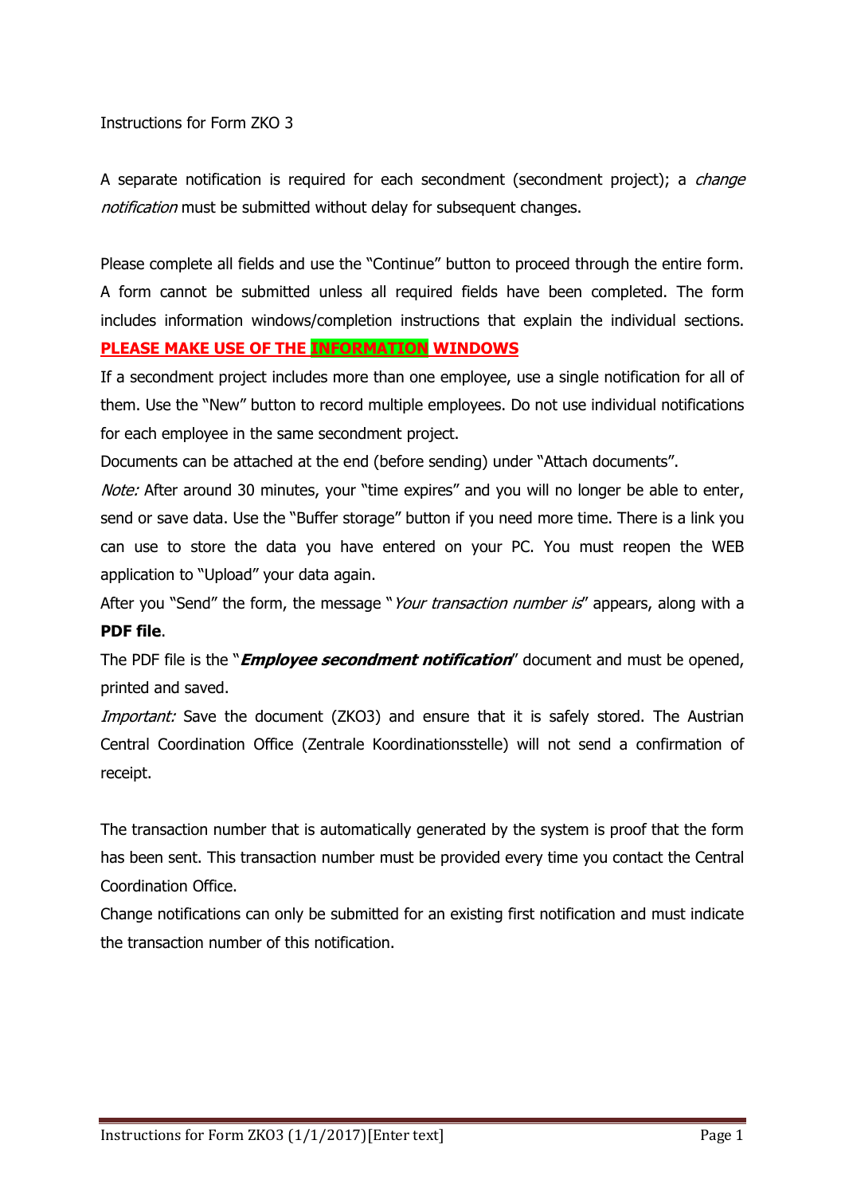Instructions for Form ZKO 3

A separate notification is required for each secondment (secondment project); a *change notification* must be submitted without delay for subsequent changes.

Please complete all fields and use the "Continue" button to proceed through the entire form. A form cannot be submitted unless all required fields have been completed. The form includes information windows/completion instructions that explain the individual sections. **PLEASE MAKE USE OF THE INFORMATION WINDOWS**

If a secondment project includes more than one employee, use a single notification for all of them. Use the "New" button to record multiple employees. Do not use individual notifications for each employee in the same secondment project.

Documents can be attached at the end (before sending) under "Attach documents".

*Note:* After around 30 minutes, your "time expires" and you will no longer be able to enter, send or save data. Use the "Buffer storage" button if you need more time. There is a link you can use to store the data you have entered on your PC. You must reopen the WEB application to "Upload" your data again.

After you "Send" the form, the message "*Your transaction number is*" appears, along with a **PDF file**.

The PDF file is the "***Employee secondment notification***" document and must be opened, printed and saved.

*Important:* Save the document (ZKO3) and ensure that it is safely stored. The Austrian Central Coordination Office (Zentrale Koordinationsstelle) will not send a confirmation of receipt.

The transaction number that is automatically generated by the system is proof that the form has been sent. This transaction number must be provided every time you contact the Central Coordination Office.

Change notifications can only be submitted for an existing first notification and must indicate the transaction number of this notification.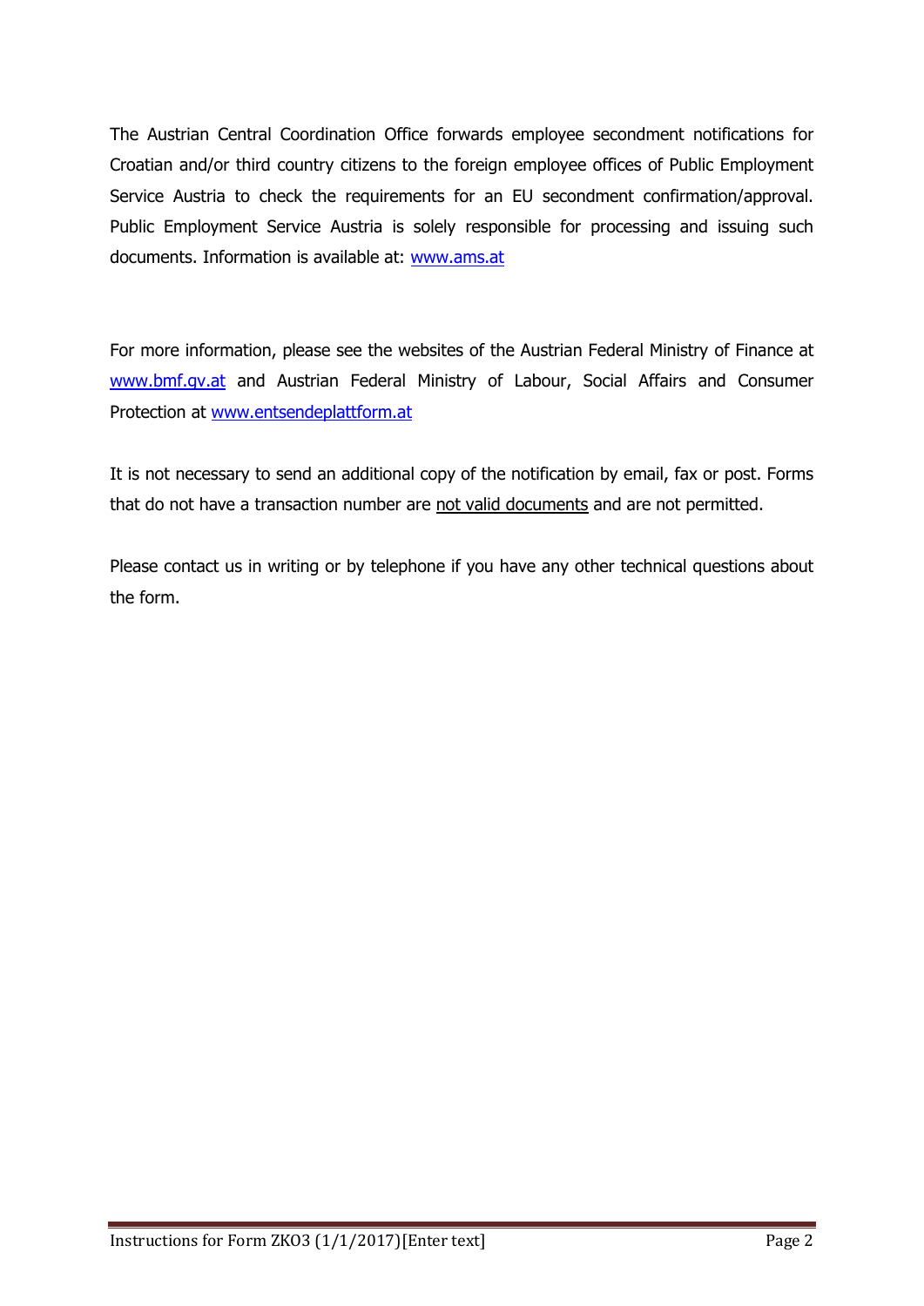The Austrian Central Coordination Office forwards employee secondment notifications for Croatian and/or third country citizens to the foreign employee offices of Public Employment Service Austria to check the requirements for an EU secondment confirmation/approval. Public Employment Service Austria is solely responsible for processing and issuing such documents. Information is available at: [www.ams.at](http://www.ams.at)

For more information, please see the websites of the Austrian Federal Ministry of Finance at [www.bmf.gv.at](http://www.bmf.gv.at) and Austrian Federal Ministry of Labour, Social Affairs and Consumer Protection at [www.entsendeplattform.at](http://www.entsendeplattform.at)

It is not necessary to send an additional copy of the notification by email, fax or post. Forms that do not have a transaction number are <u>not valid documents</u> and are not permitted.

Please contact us in writing or by telephone if you have any other technical questions about the form.